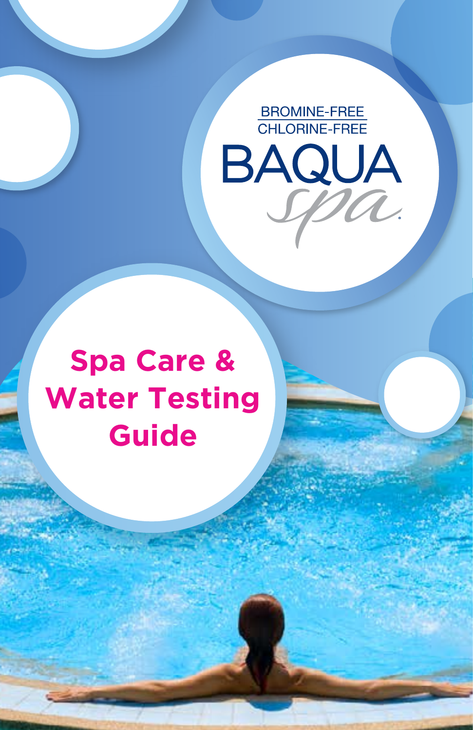BROMINE-FREE
CHLORINE-FREE

BAQUA *spa*®

# Spa Care & Water Testing Guide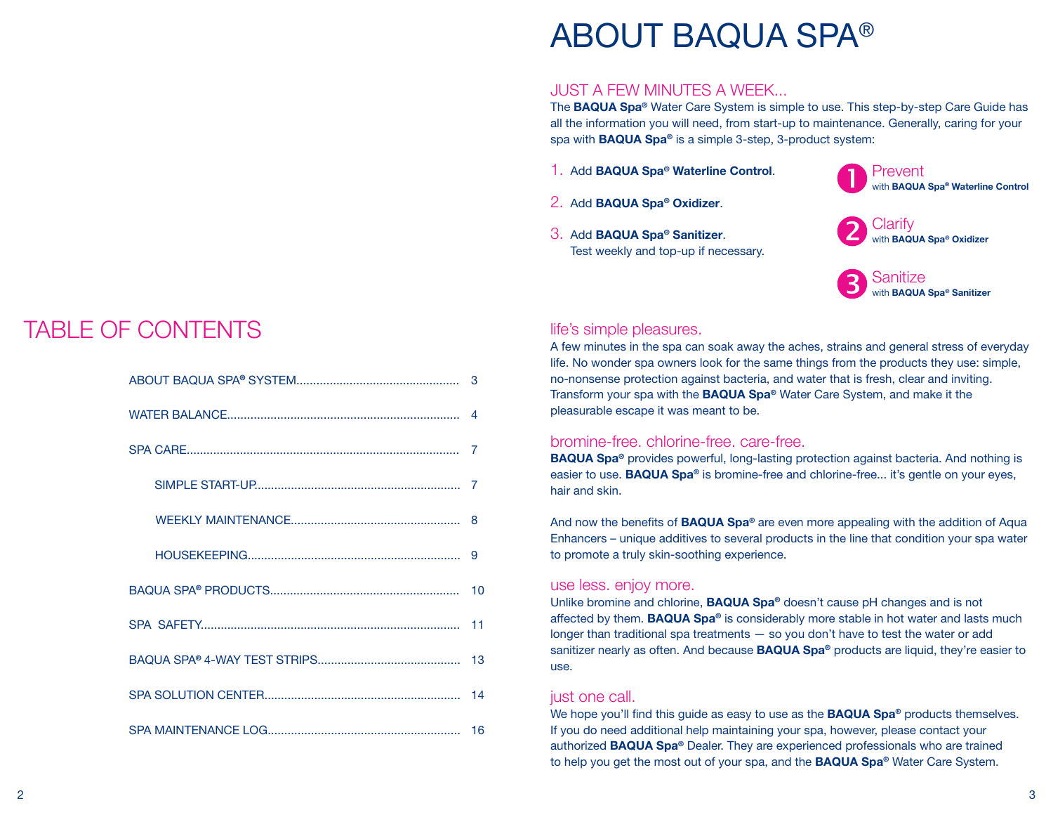# TABLE OF CONTENTS

| | |
|---|---|
| ABOUT BAQUA SPA® SYSTEM | 3 |
| WATER BALANCE | 4 |
| SPA CARE | 7 |
| SIMPLE START-UP | 7 |
| WEEKLY MAINTENANCE | 8 |
| HOUSEKEEPING | 9 |
| BAQUA SPA® PRODUCTS | 10 |
| SPA SAFETY | 11 |
| BAQUA SPA® 4-WAY TEST STRIPS | 13 |
| SPA SOLUTION CENTER | 14 |
| SPA MAINTENANCE LOG | 16 |

# ABOUT BAQUA SPA®

## JUST A FEW MINUTES A WEEK...

The **BAQUA Spa®** Water Care System is simple to use. This step-by-step Care Guide has all the information you will need, from start-up to maintenance. Generally, caring for your spa with **BAQUA Spa®** is a simple 3-step, 3-product system:

1. Add **BAQUA Spa® Waterline Control**.
2. Add **BAQUA Spa® Oxidizer**.
3. Add **BAQUA Spa® Sanitizer**.
   Test weekly and top-up if necessary.

**1** Prevent
with **BAQUA Spa® Waterline Control**

**2** Clarify
with **BAQUA Spa® Oxidizer**

**3** Sanitize
with **BAQUA Spa® Sanitizer**

## life's simple pleasures.

A few minutes in the spa can soak away the aches, strains and general stress of everyday life. No wonder spa owners look for the same things from the products they use: simple, no-nonsense protection against bacteria, and water that is fresh, clear and inviting. Transform your spa with the **BAQUA Spa®** Water Care System, and make it the pleasurable escape it was meant to be.

## bromine-free. chlorine-free. care-free.

**BAQUA Spa®** provides powerful, long-lasting protection against bacteria. And nothing is easier to use. **BAQUA Spa®** is bromine-free and chlorine-free... it's gentle on your eyes, hair and skin.

And now the benefits of **BAQUA Spa®** are even more appealing with the addition of Aqua Enhancers – unique additives to several products in the line that condition your spa water to promote a truly skin-soothing experience.

## use less. enjoy more.

Unlike bromine and chlorine, **BAQUA Spa®** doesn't cause pH changes and is not affected by them. **BAQUA Spa®** is considerably more stable in hot water and lasts much longer than traditional spa treatments — so you don't have to test the water or add sanitizer nearly as often. And because **BAQUA Spa®** products are liquid, they're easier to use.

## just one call.

We hope you'll find this guide as easy to use as the **BAQUA Spa®** products themselves. If you do need additional help maintaining your spa, however, please contact your authorized **BAQUA Spa®** Dealer. They are experienced professionals who are trained to help you get the most out of your spa, and the **BAQUA Spa®** Water Care System.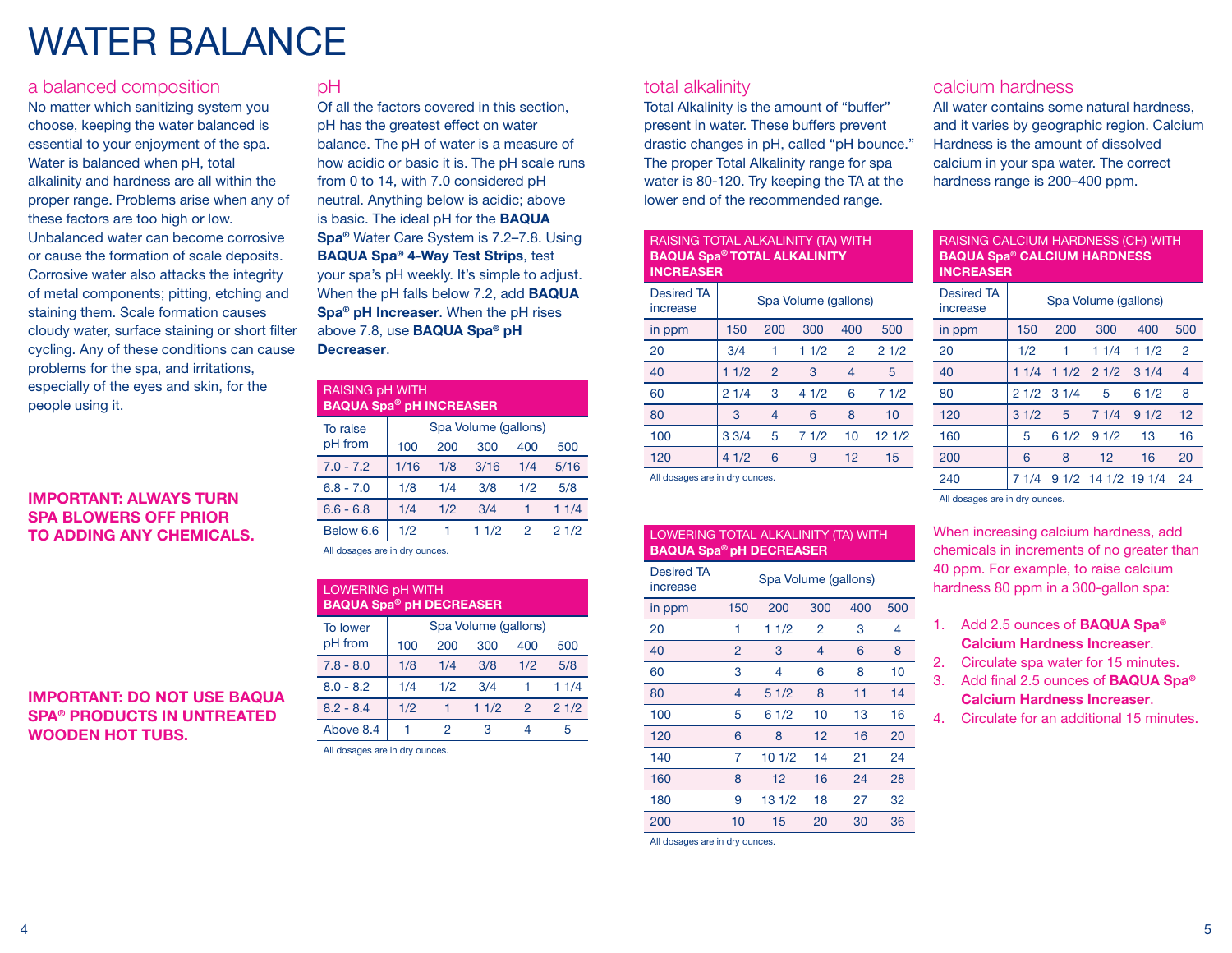# WATER BALANCE

## a balanced composition

No matter which sanitizing system you choose, keeping the water balanced is essential to your enjoyment of the spa. Water is balanced when pH, total alkalinity and hardness are all within the proper range. Problems arise when any of these factors are too high or low. Unbalanced water can become corrosive or cause the formation of scale deposits. Corrosive water also attacks the integrity of metal components; pitting, etching and staining them. Scale formation causes cloudy water, surface staining or short filter cycling. Any of these conditions can cause problems for the spa, and irritations, especially of the eyes and skin, for the people using it.

**IMPORTANT: ALWAYS TURN SPA BLOWERS OFF PRIOR TO ADDING ANY CHEMICALS.**

**IMPORTANT: DO NOT USE BAQUA SPA® PRODUCTS IN UNTREATED WOODEN HOT TUBS.**

## pH

Of all the factors covered in this section, pH has the greatest effect on water balance. The pH of water is a measure of how acidic or basic it is. The pH scale runs from 0 to 14, with 7.0 considered pH neutral. Anything below is acidic; above is basic. The ideal pH for the **BAQUA Spa®** Water Care System is 7.2–7.8. Using **BAQUA Spa® 4-Way Test Strips**, test your spa's pH weekly. It's simple to adjust. When the pH falls below 7.2, add **BAQUA Spa® pH Increaser**. When the pH rises above 7.8, use **BAQUA Spa® pH Decreaser**.

**RAISING pH WITH BAQUA Spa® pH INCREASER**

| To raise pH from | Spa Volume (gallons) | | | | |
|---|---|---|---|---|---|
| | 100 | 200 | 300 | 400 | 500 |
| 7.0 - 7.2 | 1/16 | 1/8 | 3/16 | 1/4 | 5/16 |
| 6.8 - 7.0 | 1/8 | 1/4 | 3/8 | 1/2 | 5/8 |
| 6.6 - 6.8 | 1/4 | 1/2 | 3/4 | 1 | 1 1/4 |
| Below 6.6 | 1/2 | 1 | 1 1/2 | 2 | 2 1/2 |

All dosages are in dry ounces.

**LOWERING pH WITH BAQUA Spa® pH DECREASER**

| To lower pH from | Spa Volume (gallons) | | | | |
|---|---|---|---|---|---|
| | 100 | 200 | 300 | 400 | 500 |
| 7.8 - 8.0 | 1/8 | 1/4 | 3/8 | 1/2 | 5/8 |
| 8.0 - 8.2 | 1/4 | 1/2 | 3/4 | 1 | 1 1/4 |
| 8.2 - 8.4 | 1/2 | 1 | 1 1/2 | 2 | 2 1/2 |
| Above 8.4 | 1 | 2 | 3 | 4 | 5 |

All dosages are in dry ounces.

## total alkalinity

Total Alkalinity is the amount of "buffer" present in water. These buffers prevent drastic changes in pH, called "pH bounce." The proper Total Alkalinity range for spa water is 80-120. Try keeping the TA at the lower end of the recommended range.

**RAISING TOTAL ALKALINITY (TA) WITH BAQUA Spa® TOTAL ALKALINITY INCREASER**

| Desired TA increase | Spa Volume (gallons) | | | | |
|---|---|---|---|---|---|
| in ppm | 150 | 200 | 300 | 400 | 500 |
| 20 | 3/4 | 1 | 1 1/2 | 2 | 2 1/2 |
| 40 | 1 1/2 | 2 | 3 | 4 | 5 |
| 60 | 2 1/4 | 3 | 4 1/2 | 6 | 7 1/2 |
| 80 | 3 | 4 | 6 | 8 | 10 |
| 100 | 3 3/4 | 5 | 7 1/2 | 10 | 12 1/2 |
| 120 | 4 1/2 | 6 | 9 | 12 | 15 |

All dosages are in dry ounces.

**LOWERING TOTAL ALKALINITY (TA) WITH BAQUA Spa® pH DECREASER**

| Desired TA increase | Spa Volume (gallons) | | | | |
|---|---|---|---|---|---|
| in ppm | 150 | 200 | 300 | 400 | 500 |
| 20 | 1 | 1 1/2 | 2 | 3 | 4 |
| 40 | 2 | 3 | 4 | 6 | 8 |
| 60 | 3 | 4 | 6 | 8 | 10 |
| 80 | 4 | 5 1/2 | 8 | 11 | 14 |
| 100 | 5 | 6 1/2 | 10 | 13 | 16 |
| 120 | 6 | 8 | 12 | 16 | 20 |
| 140 | 7 | 10 1/2 | 14 | 21 | 24 |
| 160 | 8 | 12 | 16 | 24 | 28 |
| 180 | 9 | 13 1/2 | 18 | 27 | 32 |
| 200 | 10 | 15 | 20 | 30 | 36 |

All dosages are in dry ounces.

## calcium hardness

All water contains some natural hardness, and it varies by geographic region. Calcium Hardness is the amount of dissolved calcium in your spa water. The correct hardness range is 200–400 ppm.

**RAISING CALCIUM HARDNESS (CH) WITH BAQUA Spa® CALCIUM HARDNESS INCREASER**

| Desired TA increase | Spa Volume (gallons) | | | | |
|---|---|---|---|---|---|
| in ppm | 150 | 200 | 300 | 400 | 500 |
| 20 | 1/2 | 1 | 1 1/4 | 1 1/2 | 2 |
| 40 | 1 1/4 | 1 1/2 | 2 1/2 | 3 1/4 | 4 |
| 80 | 2 1/2 | 3 1/4 | 5 | 6 1/2 | 8 |
| 120 | 3 1/2 | 5 | 7 1/4 | 9 1/2 | 12 |
| 160 | 5 | 6 1/2 | 9 1/2 | 13 | 16 |
| 200 | 6 | 8 | 12 | 16 | 20 |
| 240 | 7 1/4 | 9 1/2 | 14 1/2 | 19 1/4 | 24 |

All dosages are in dry ounces.

When increasing calcium hardness, add chemicals in increments of no greater than 40 ppm. For example, to raise calcium hardness 80 ppm in a 300-gallon spa:

1. Add 2.5 ounces of **BAQUA Spa® Calcium Hardness Increaser**.
2. Circulate spa water for 15 minutes.
3. Add final 2.5 ounces of **BAQUA Spa® Calcium Hardness Increaser**.
4. Circulate for an additional 15 minutes.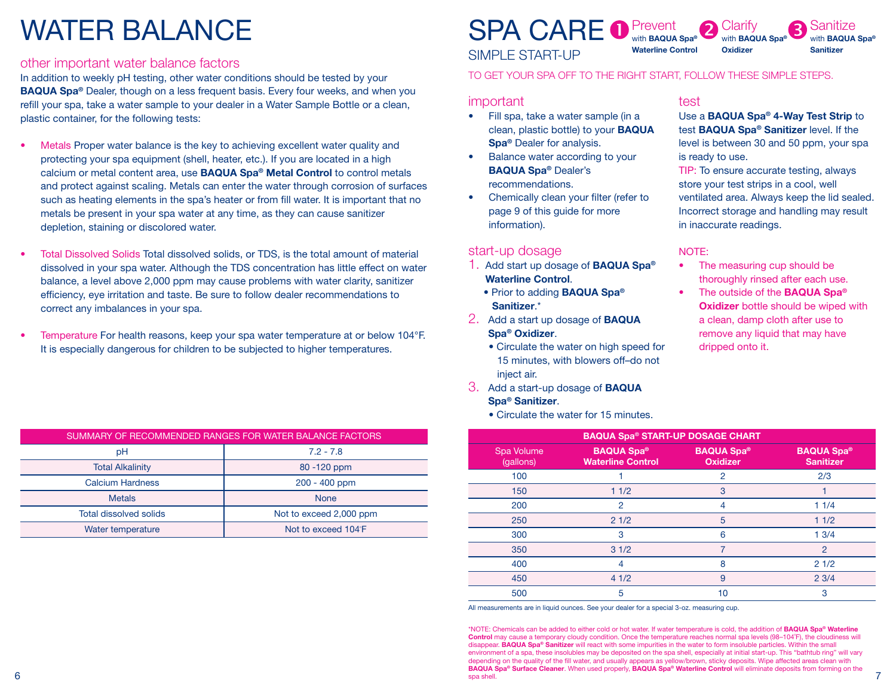# WATER BALANCE

## other important water balance factors

In addition to weekly pH testing, other water conditions should be tested by your **BAQUA Spa®** Dealer, though on a less frequent basis. Every four weeks, and when you refill your spa, take a water sample to your dealer in a Water Sample Bottle or a clean, plastic container, for the following tests:

- Metals Proper water balance is the key to achieving excellent water quality and protecting your spa equipment (shell, heater, etc.). If you are located in a high calcium or metal content area, use **BAQUA Spa® Metal Control** to control metals and protect against scaling. Metals can enter the water through corrosion of surfaces such as heating elements in the spa's heater or from fill water. It is important that no metals be present in your spa water at any time, as they can cause sanitizer depletion, staining or discolored water.

- Total Dissolved Solids Total dissolved solids, or TDS, is the total amount of material dissolved in your spa water. Although the TDS concentration has little effect on water balance, a level above 2,000 ppm may cause problems with water clarity, sanitizer efficiency, eye irritation and taste. Be sure to follow dealer recommendations to correct any imbalances in your spa.

- Temperature For health reasons, keep your spa water temperature at or below 104°F. It is especially dangerous for children to be subjected to higher temperatures.

| SUMMARY OF RECOMMENDED RANGES FOR WATER BALANCE FACTORS | |
|---|---|
| pH | 7.2 - 7.8 |
| Total Alkalinity | 80 -120 ppm |
| Calcium Hardness | 200 - 400 ppm |
| Metals | None |
| Total dissolved solids | Not to exceed 2,000 ppm |
| Water temperature | Not to exceed 104°F |

# SPA CARE

**1** Prevent with **BAQUA Spa® Waterline Control** **2** Clarify with **BAQUA Spa® Oxidizer** **3** Sanitize with **BAQUA Spa® Sanitizer**

## SIMPLE START-UP

TO GET YOUR SPA OFF TO THE RIGHT START, FOLLOW THESE SIMPLE STEPS.

### important

- Fill spa, take a water sample (in a clean, plastic bottle) to your **BAQUA Spa®** Dealer for analysis.
- Balance water according to your **BAQUA Spa®** Dealer's recommendations.
- Chemically clean your filter (refer to page 9 of this guide for more information).

### start-up dosage

1. Add start up dosage of **BAQUA Spa® Waterline Control**.
   - Prior to adding **BAQUA Spa® Sanitizer**.*
2. Add a start up dosage of **BAQUA Spa® Oxidizer**.
   - Circulate the water on high speed for 15 minutes, with blowers off–do not inject air.
3. Add a start-up dosage of **BAQUA Spa® Sanitizer**.
   - Circulate the water for 15 minutes.

### test

Use a **BAQUA Spa® 4-Way Test Strip** to test **BAQUA Spa® Sanitizer** level. If the level is between 30 and 50 ppm, your spa is ready to use.

TIP: To ensure accurate testing, always store your test strips in a cool, well ventilated area. Always keep the lid sealed. Incorrect storage and handling may result in inaccurate readings.

NOTE:

- The measuring cup should be thoroughly rinsed after each use.
- The outside of the **BAQUA Spa® Oxidizer** bottle should be wiped with a clean, damp cloth after use to remove any liquid that may have dripped onto it.

| BAQUA Spa® START-UP DOSAGE CHART | | | |
|---|---|---|---|
| Spa Volume (gallons) | BAQUA Spa® Waterline Control | BAQUA Spa® Oxidizer | BAQUA Spa® Sanitizer |
| 100 | 1 | 2 | 2/3 |
| 150 | 1 1/2 | 3 | 1 |
| 200 | 2 | 4 | 1 1/4 |
| 250 | 2 1/2 | 5 | 1 1/2 |
| 300 | 3 | 6 | 1 3/4 |
| 350 | 3 1/2 | 7 | 2 |
| 400 | 4 | 8 | 2 1/2 |
| 450 | 4 1/2 | 9 | 2 3/4 |
| 500 | 5 | 10 | 3 |

All measurements are in liquid ounces. See your dealer for a special 3-oz. measuring cup.

*NOTE: Chemicals can be added to either cold or hot water. If water temperature is cold, the addition of **BAQUA Spa® Waterline Control** may cause a temporary cloudy condition. Once the temperature reaches normal spa levels (98–104°F), the cloudiness will disappear. **BAQUA Spa® Sanitizer** will react with some impurities in the water to form insoluble particles. Within the small environment of a spa, these insolubles may be deposited on the spa shell, especially at initial start-up. This "bathtub ring" will vary depending on the quality of the fill water, and usually appears as yellow/brown, sticky deposits. Wipe affected areas clean with **BAQUA Spa® Surface Cleaner**. When used properly, **BAQUA Spa® Waterline Control** will eliminate deposits from forming on the spa shell.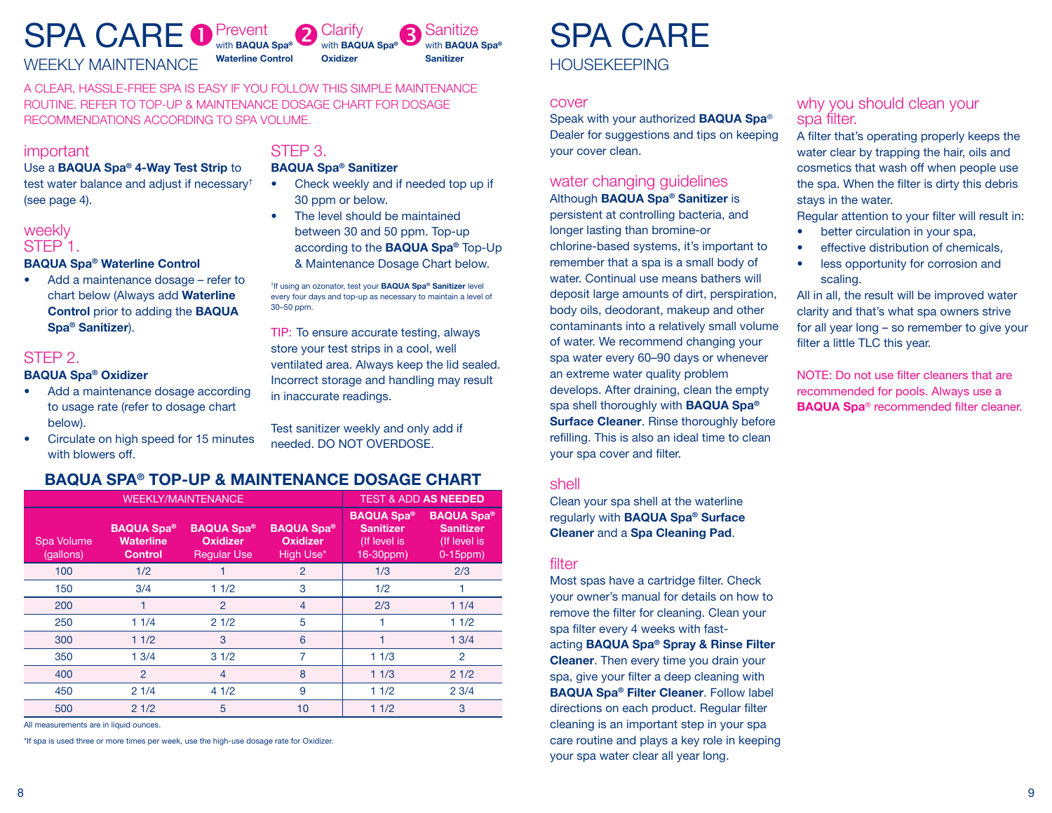# SPA CARE

## WEEKLY MAINTENANCE

1. **Prevent** with **BAQUA Spa® Waterline Control**
2. **Clarify** with **BAQUA Spa® Oxidizer**
3. **Sanitize** with **BAQUA Spa® Sanitizer**

A CLEAR, HASSLE-FREE SPA IS EASY IF YOU FOLLOW THIS SIMPLE MAINTENANCE ROUTINE. REFER TO TOP-UP & MAINTENANCE DOSAGE CHART FOR DOSAGE RECOMMENDATIONS ACCORDING TO SPA VOLUME.

### important

Use a **BAQUA Spa® 4-Way Test Strip** to test water balance and adjust if necessary† (see page 4).

### weekly
### STEP 1.

**BAQUA Spa® Waterline Control**

- Add a maintenance dosage – refer to chart below (Always add **Waterline Control** prior to adding the **BAQUA Spa® Sanitizer**).

### STEP 2.

**BAQUA Spa® Oxidizer**

- Add a maintenance dosage according to usage rate (refer to dosage chart below).
- Circulate on high speed for 15 minutes with blowers off.

### STEP 3.

**BAQUA Spa® Sanitizer**

- Check weekly and if needed top up if 30 ppm or below.
- The level should be maintained between 30 and 50 ppm. Top-up according to the **BAQUA Spa®** Top-Up & Maintenance Dosage Chart below.

†If using an ozonator, test your **BAQUA Spa® Sanitizer** level every four days and top-up as necessary to maintain a level of 30–50 ppm.

TIP: To ensure accurate testing, always store your test strips in a cool, well ventilated area. Always keep the lid sealed. Incorrect storage and handling may result in inaccurate readings.

Test sanitizer weekly and only add if needed. DO NOT OVERDOSE.

### BAQUA SPA® TOP-UP & MAINTENANCE DOSAGE CHART

| WEEKLY/MAINTENANCE | | | | TEST & ADD **AS NEEDED** | |
|---|---|---|---|---|---|
| Spa Volume (gallons) | **BAQUA Spa® Waterline Control** | **BAQUA Spa® Oxidizer** Regular Use | **BAQUA Spa® Oxidizer** High Use* | **BAQUA Spa® Sanitizer** (If level is 16-30ppm) | **BAQUA Spa® Sanitizer** (If level is 0-15ppm) |
| 100 | 1/2 | 1 | 2 | 1/3 | 2/3 |
| 150 | 3/4 | 1 1/2 | 3 | 1/2 | 1 |
| 200 | 1 | 2 | 4 | 2/3 | 1 1/4 |
| 250 | 1 1/4 | 2 1/2 | 5 | 1 | 1 1/2 |
| 300 | 1 1/2 | 3 | 6 | 1 | 1 3/4 |
| 350 | 1 3/4 | 3 1/2 | 7 | 1 1/3 | 2 |
| 400 | 2 | 4 | 8 | 1 1/3 | 2 1/2 |
| 450 | 2 1/4 | 4 1/2 | 9 | 1 1/2 | 2 3/4 |
| 500 | 2 1/2 | 5 | 10 | 1 1/2 | 3 |

All measurements are in liquid ounces.

*If spa is used three or more times per week, use the high-use dosage rate for Oxidizer.

# SPA CARE

## HOUSEKEEPING

### cover

Speak with your authorized **BAQUA Spa®** Dealer for suggestions and tips on keeping your cover clean.

### water changing guidelines

Although **BAQUA Spa® Sanitizer** is persistent at controlling bacteria, and longer lasting than bromine-or chlorine-based systems, it's important to remember that a spa is a small body of water. Continual use means bathers will deposit large amounts of dirt, perspiration, body oils, deodorant, makeup and other contaminants into a relatively small volume of water. We recommend changing your spa water every 60–90 days or whenever an extreme water quality problem develops. After draining, clean the empty spa shell thoroughly with **BAQUA Spa® Surface Cleaner**. Rinse thoroughly before refilling. This is also an ideal time to clean your spa cover and filter.

### shell

Clean your spa shell at the waterline regularly with **BAQUA Spa® Surface Cleaner** and a **Spa Cleaning Pad**.

### filter

Most spas have a cartridge filter. Check your owner's manual for details on how to remove the filter for cleaning. Clean your spa filter every 4 weeks with fast-acting **BAQUA Spa® Spray & Rinse Filter Cleaner**. Then every time you drain your spa, give your filter a deep cleaning with **BAQUA Spa® Filter Cleaner**. Follow label directions on each product. Regular filter cleaning is an important step in your spa care routine and plays a key role in keeping your spa water clear all year long.

### why you should clean your spa filter.

A filter that's operating properly keeps the water clear by trapping the hair, oils and cosmetics that wash off when people use the spa. When the filter is dirty this debris stays in the water.

Regular attention to your filter will result in:

- better circulation in your spa,
- effective distribution of chemicals,
- less opportunity for corrosion and scaling.

All in all, the result will be improved water clarity and that's what spa owners strive for all year long – so remember to give your filter a little TLC this year.

NOTE: Do not use filter cleaners that are recommended for pools. Always use a **BAQUA Spa®** recommended filter cleaner.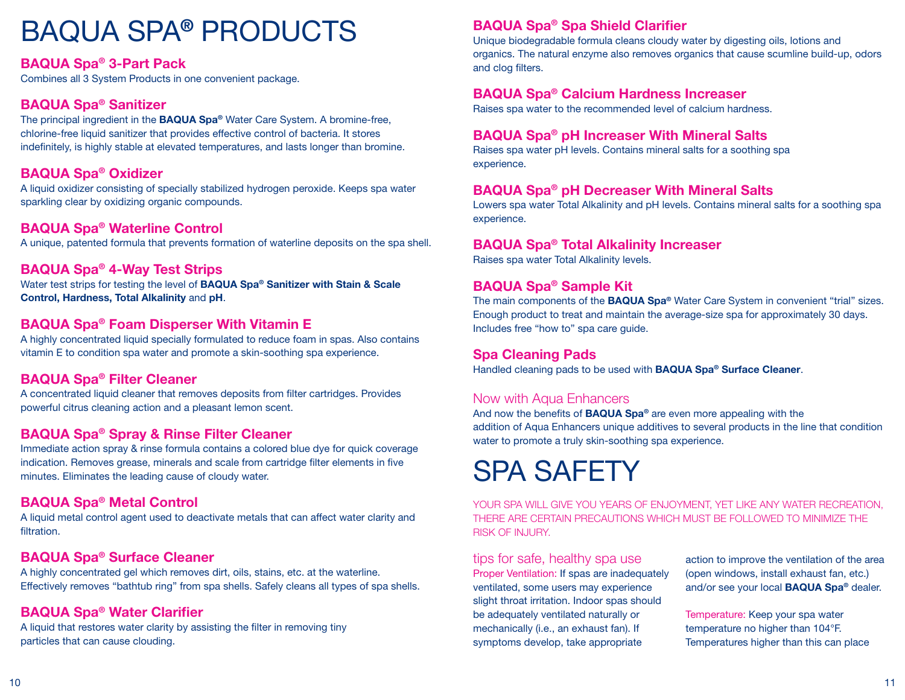# BAQUA SPA® PRODUCTS

### BAQUA Spa® 3-Part Pack

Combines all 3 System Products in one convenient package.

### BAQUA Spa® Sanitizer

The principal ingredient in the **BAQUA Spa®** Water Care System. A bromine-free, chlorine-free liquid sanitizer that provides effective control of bacteria. It stores indefinitely, is highly stable at elevated temperatures, and lasts longer than bromine.

### BAQUA Spa® Oxidizer

A liquid oxidizer consisting of specially stabilized hydrogen peroxide. Keeps spa water sparkling clear by oxidizing organic compounds.

### BAQUA Spa® Waterline Control

A unique, patented formula that prevents formation of waterline deposits on the spa shell.

### BAQUA Spa® 4-Way Test Strips

Water test strips for testing the level of **BAQUA Spa® Sanitizer with Stain & Scale Control, Hardness, Total Alkalinity** and **pH**.

### BAQUA Spa® Foam Disperser With Vitamin E

A highly concentrated liquid specially formulated to reduce foam in spas. Also contains vitamin E to condition spa water and promote a skin-soothing spa experience.

### BAQUA Spa® Filter Cleaner

A concentrated liquid cleaner that removes deposits from filter cartridges. Provides powerful citrus cleaning action and a pleasant lemon scent.

### BAQUA Spa® Spray & Rinse Filter Cleaner

Immediate action spray & rinse formula contains a colored blue dye for quick coverage indication. Removes grease, minerals and scale from cartridge filter elements in five minutes. Eliminates the leading cause of cloudy water.

### BAQUA Spa® Metal Control

A liquid metal control agent used to deactivate metals that can affect water clarity and filtration.

### BAQUA Spa® Surface Cleaner

A highly concentrated gel which removes dirt, oils, stains, etc. at the waterline. Effectively removes “bathtub ring” from spa shells. Safely cleans all types of spa shells.

### BAQUA Spa® Water Clarifier

A liquid that restores water clarity by assisting the filter in removing tiny particles that can cause clouding.

### BAQUA Spa® Spa Shield Clarifier

Unique biodegradable formula cleans cloudy water by digesting oils, lotions and organics. The natural enzyme also removes organics that cause scumline build-up, odors and clog filters.

### BAQUA Spa® Calcium Hardness Increaser

Raises spa water to the recommended level of calcium hardness.

### BAQUA Spa® pH Increaser With Mineral Salts

Raises spa water pH levels. Contains mineral salts for a soothing spa experience.

### BAQUA Spa® pH Decreaser With Mineral Salts

Lowers spa water Total Alkalinity and pH levels. Contains mineral salts for a soothing spa experience.

### BAQUA Spa® Total Alkalinity Increaser

Raises spa water Total Alkalinity levels.

### BAQUA Spa® Sample Kit

The main components of the **BAQUA Spa®** Water Care System in convenient “trial” sizes. Enough product to treat and maintain the average-size spa for approximately 30 days. Includes free “how to” spa care guide.

### Spa Cleaning Pads

Handled cleaning pads to be used with **BAQUA Spa® Surface Cleaner**.

### Now with Aqua Enhancers

And now the benefits of **BAQUA Spa®** are even more appealing with the addition of Aqua Enhancers unique additives to several products in the line that condition water to promote a truly skin-soothing spa experience.

# SPA SAFETY

YOUR SPA WILL GIVE YOU YEARS OF ENJOYMENT, YET LIKE ANY WATER RECREATION, THERE ARE CERTAIN PRECAUTIONS WHICH MUST BE FOLLOWED TO MINIMIZE THE RISK OF INJURY.

### tips for safe, healthy spa use

Proper Ventilation: If spas are inadequately ventilated, some users may experience slight throat irritation. Indoor spas should be adequately ventilated naturally or mechanically (i.e., an exhaust fan). If symptoms develop, take appropriate action to improve the ventilation of the area (open windows, install exhaust fan, etc.) and/or see your local **BAQUA Spa®** dealer.

Temperature: Keep your spa water temperature no higher than 104°F. Temperatures higher than this can place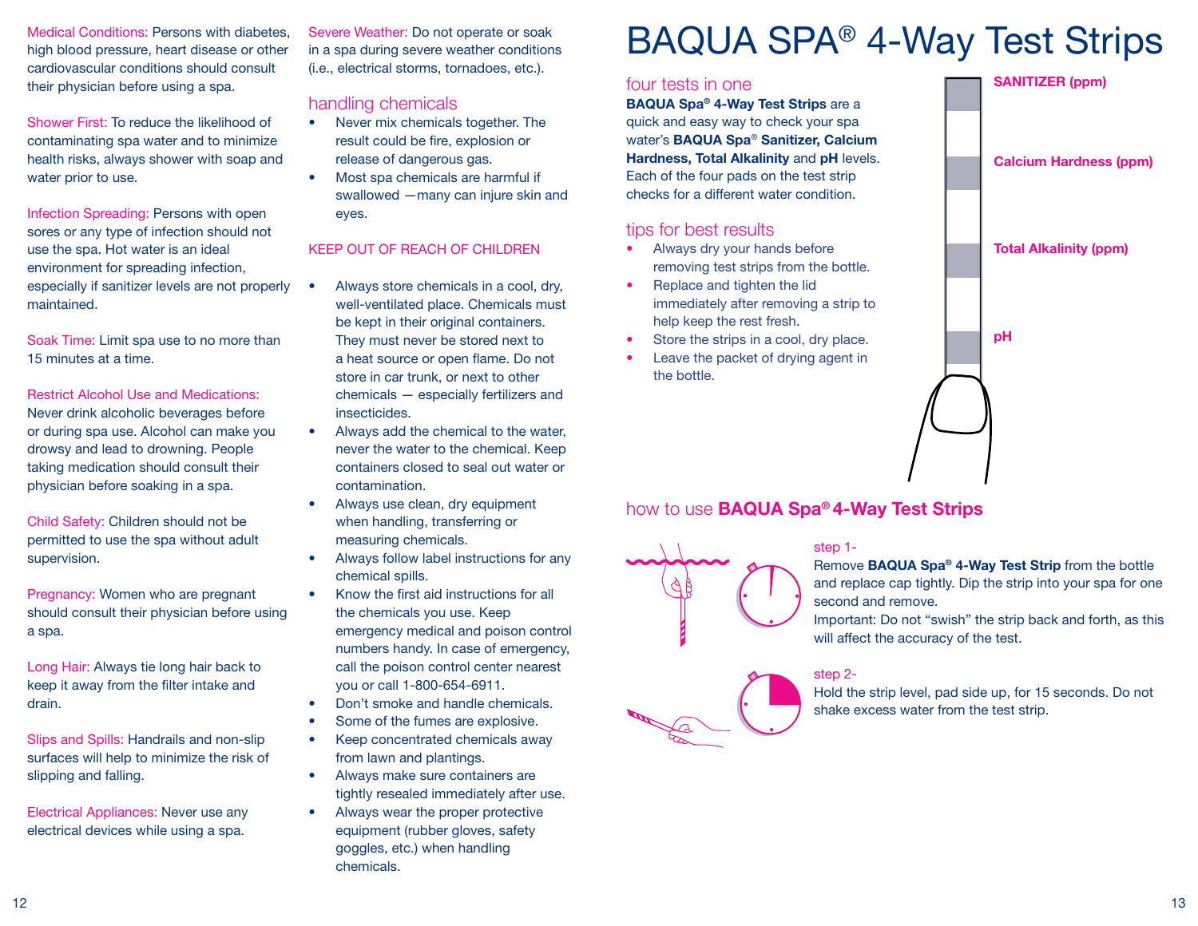**Medical Conditions:** Persons with diabetes, high blood pressure, heart disease or other cardiovascular conditions should consult their physician before using a spa.

**Shower First:** To reduce the likelihood of contaminating spa water and to minimize health risks, always shower with soap and water prior to use.

**Infection Spreading:** Persons with open sores or any type of infection should not use the spa. Hot water is an ideal environment for spreading infection, especially if sanitizer levels are not properly maintained.

**Soak Time:** Limit spa use to no more than 15 minutes at a time.

**Restrict Alcohol Use and Medications:** Never drink alcoholic beverages before or during spa use. Alcohol can make you drowsy and lead to drowning. People taking medication should consult their physician before soaking in a spa.

**Child Safety:** Children should not be permitted to use the spa without adult supervision.

**Pregnancy:** Women who are pregnant should consult their physician before using a spa.

**Long Hair:** Always tie long hair back to keep it away from the filter intake and drain.

**Slips and Spills:** Handrails and non-slip surfaces will help to minimize the risk of slipping and falling.

**Electrical Appliances:** Never use any electrical devices while using a spa.

**Severe Weather:** Do not operate or soak in a spa during severe weather conditions (i.e., electrical storms, tornadoes, etc.).

## handling chemicals

- Never mix chemicals together. The result could be fire, explosion or release of dangerous gas.
- Most spa chemicals are harmful if swallowed —many can injure skin and eyes.

KEEP OUT OF REACH OF CHILDREN

- Always store chemicals in a cool, dry, well-ventilated place. Chemicals must be kept in their original containers. They must never be stored next to a heat source or open flame. Do not store in car trunk, or next to other chemicals — especially fertilizers and insecticides.
- Always add the chemical to the water, never the water to the chemical. Keep containers closed to seal out water or contamination.
- Always use clean, dry equipment when handling, transferring or measuring chemicals.
- Always follow label instructions for any chemical spills.
- Know the first aid instructions for all the chemicals you use. Keep emergency medical and poison control numbers handy. In case of emergency, call the poison control center nearest you or call 1-800-654-6911.
- Don't smoke and handle chemicals.
- Some of the fumes are explosive.
- Keep concentrated chemicals away from lawn and plantings.
- Always make sure containers are tightly resealed immediately after use.
- Always wear the proper protective equipment (rubber gloves, safety goggles, etc.) when handling chemicals.

# BAQUA SPA® 4-Way Test Strips

## four tests in one

**BAQUA Spa® 4-Way Test Strips** are a quick and easy way to check your spa water's **BAQUA Spa® Sanitizer, Calcium Hardness, Total Alkalinity** and **pH** levels. Each of the four pads on the test strip checks for a different water condition.

**SANITIZER (ppm)**

**Calcium Hardness (ppm)**

**Total Alkalinity (ppm)**

**pH**

## tips for best results

- Always dry your hands before removing test strips from the bottle.
- Replace and tighten the lid immediately after removing a strip to help keep the rest fresh.
- Store the strips in a cool, dry place.
- Leave the packet of drying agent in the bottle.

## how to use **BAQUA Spa® 4-Way Test Strips**

step 1-

Remove **BAQUA Spa® 4-Way Test Strip** from the bottle and replace cap tightly. Dip the strip into your spa for one second and remove.

Important: Do not "swish" the strip back and forth, as this will affect the accuracy of the test.

step 2-

Hold the strip level, pad side up, for 15 seconds. Do not shake excess water from the test strip.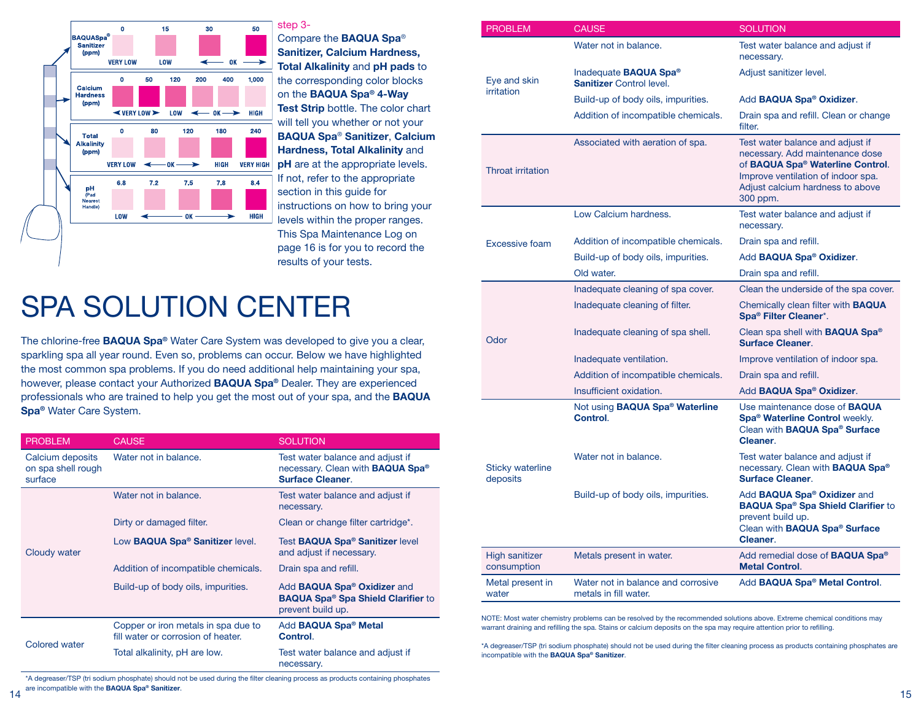| BAQUASpa® Sanitizer (ppm) | 0 | 15 | 30 | 50 |
|---|---|---|---|---|
| | VERY LOW | LOW | OK | OK |

| Calcium Hardness (ppm) | 0 | 50 | 120 | 200 | 400 | 1,000 |
|---|---|---|---|---|---|---|
| | VERY LOW | VERY LOW | LOW | OK | OK | HIGH |

| Total Alkalinity (ppm) | 0 | 80 | 120 | 180 | 240 |
|---|---|---|---|---|---|
| | VERY LOW | OK | OK | HIGH | VERY HIGH |

| pH (Pad Nearest Handle) | 6.8 | 7.2 | 7.5 | 7.8 | 8.4 |
|---|---|---|---|---|---|
| | LOW | OK | OK | OK | HIGH |

step 3-

Compare the **BAQUA Spa® Sanitizer, Calcium Hardness, Total Alkalinity** and **pH pads** to the corresponding color blocks on the **BAQUA Spa® 4-Way Test Strip** bottle. The color chart will tell you whether or not your **BAQUA Spa® Sanitizer**, **Calcium Hardness, Total Alkalinity** and **pH** are at the appropriate levels. If not, refer to the appropriate section in this guide for instructions on how to bring your levels within the proper ranges. This Spa Maintenance Log on page 16 is for you to record the results of your tests.

# SPA SOLUTION CENTER

The chlorine-free **BAQUA Spa®** Water Care System was developed to give you a clear, sparkling spa all year round. Even so, problems can occur. Below we have highlighted the most common spa problems. If you do need additional help maintaining your spa, however, please contact your Authorized **BAQUA Spa®** Dealer. They are experienced professionals who are trained to help you get the most out of your spa, and the **BAQUA Spa®** Water Care System.

| PROBLEM | CAUSE | SOLUTION |
|---|---|---|
| Calcium deposits on spa shell rough surface | Water not in balance. | Test water balance and adjust if necessary. Clean with **BAQUA Spa® Surface Cleaner**. |
| Cloudy water | Water not in balance. | Test water balance and adjust if necessary. |
| | Dirty or damaged filter. | Clean or change filter cartridge*. |
| | Low **BAQUA Spa® Sanitizer** level. | Test **BAQUA Spa® Sanitizer** level and adjust if necessary. |
| | Addition of incompatible chemicals. | Drain spa and refill. |
| | Build-up of body oils, impurities. | Add **BAQUA Spa® Oxidizer** and **BAQUA Spa® Spa Shield Clarifier** to prevent build up. |
| Colored water | Copper or iron metals in spa due to fill water or corrosion of heater. | Add **BAQUA Spa® Metal Control**. |
| | Total alkalinity, pH are low. | Test water balance and adjust if necessary. |

*A degreaser/TSP (tri sodium phosphate) should not be used during the filter cleaning process as products containing phosphates are incompatible with the **BAQUA Spa® Sanitizer**.

| PROBLEM | CAUSE | SOLUTION |
|---|---|---|
| Eye and skin irritation | Water not in balance. | Test water balance and adjust if necessary. |
| | Inadequate **BAQUA Spa® Sanitizer** Control level. | Adjust sanitizer level. |
| | Build-up of body oils, impurities. | Add **BAQUA Spa® Oxidizer**. |
| | Addition of incompatible chemicals. | Drain spa and refill. Clean or change filter. |
| Throat irritation | Associated with aeration of spa. | Test water balance and adjust if necessary. Add maintenance dose of **BAQUA Spa® Waterline Control**. Improve ventilation of indoor spa. Adjust calcium hardness to above 300 ppm. |
| Excessive foam | Low Calcium hardness. | Test water balance and adjust if necessary. |
| | Addition of incompatible chemicals. | Drain spa and refill. |
| | Build-up of body oils, impurities. | Add **BAQUA Spa® Oxidizer**. |
| | Old water. | Drain spa and refill. |
| Odor | Inadequate cleaning of spa cover. | Clean the underside of the spa cover. |
| | Inadequate cleaning of filter. | Chemically clean filter with **BAQUA Spa® Filter Cleaner***. |
| | Inadequate cleaning of spa shell. | Clean spa shell with **BAQUA Spa® Surface Cleaner**. |
| | Inadequate ventilation. | Improve ventilation of indoor spa. |
| | Addition of incompatible chemicals. | Drain spa and refill. |
| | Insufficient oxidation. | Add **BAQUA Spa® Oxidizer**. |
| Sticky waterline deposits | Not using **BAQUA Spa® Waterline Control**. | Use maintenance dose of **BAQUA Spa® Waterline Control** weekly. Clean with **BAQUA Spa® Surface Cleaner**. |
| | Water not in balance. | Test water balance and adjust if necessary. Clean with **BAQUA Spa® Surface Cleaner**. |
| | Build-up of body oils, impurities. | Add **BAQUA Spa® Oxidizer** and **BAQUA Spa® Spa Shield Clarifier** to prevent build up. Clean with **BAQUA Spa® Surface Cleaner**. |
| High sanitizer consumption | Metals present in water. | Add remedial dose of **BAQUA Spa® Metal Control**. |
| Metal present in water | Water not in balance and corrosive metals in fill water. | Add **BAQUA Spa® Metal Control**. |

NOTE: Most water chemistry problems can be resolved by the recommended solutions above. Extreme chemical conditions may warrant draining and refilling the spa. Stains or calcium deposits on the spa may require attention prior to refilling.

*A degreaser/TSP (tri sodium phosphate) should not be used during the filter cleaning process as products containing phosphates are incompatible with the **BAQUA Spa® Sanitizer**.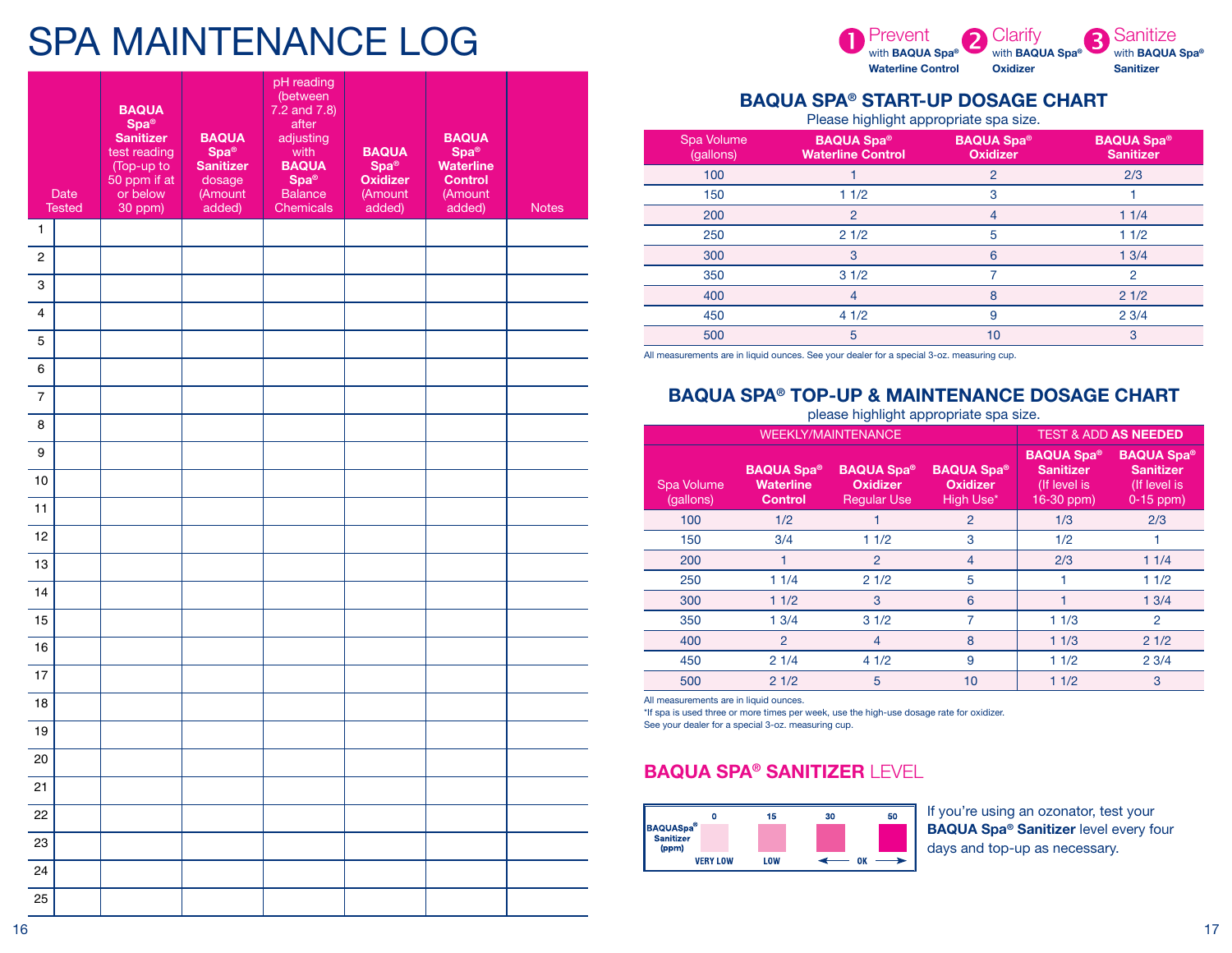# SPA MAINTENANCE LOG

| | Date Tested | **BAQUA Spa® Sanitizer** test reading (Top-up to 50 ppm if at or below 30 ppm) | **BAQUA Spa® Sanitizer** dosage (Amount added) | pH reading (between 7.2 and 7.8) after adjusting with **BAQUA Spa®** Balance Chemicals | **BAQUA Spa® Oxidizer** (Amount added) | **BAQUA Spa® Waterline Control** (Amount added) | Notes |
|---|---|---|---|---|---|---|---|
| 1 | | | | | | | |
| 2 | | | | | | | |
| 3 | | | | | | | |
| 4 | | | | | | | |
| 5 | | | | | | | |
| 6 | | | | | | | |
| 7 | | | | | | | |
| 8 | | | | | | | |
| 9 | | | | | | | |
| 10 | | | | | | | |
| 11 | | | | | | | |
| 12 | | | | | | | |
| 13 | | | | | | | |
| 14 | | | | | | | |
| 15 | | | | | | | |
| 16 | | | | | | | |
| 17 | | | | | | | |
| 18 | | | | | | | |
| 19 | | | | | | | |
| 20 | | | | | | | |
| 21 | | | | | | | |
| 22 | | | | | | | |
| 23 | | | | | | | |
| 24 | | | | | | | |
| 25 | | | | | | | |

**1** Prevent with **BAQUA Spa® Waterline Control** **2** Clarify with **BAQUA Spa® Oxidizer** **3** Sanitize with **BAQUA Spa® Sanitizer**

## BAQUA SPA® START-UP DOSAGE CHART

Please highlight appropriate spa size.

| Spa Volume (gallons) | **BAQUA Spa® Waterline Control** | **BAQUA Spa® Oxidizer** | **BAQUA Spa® Sanitizer** |
|---|---|---|---|
| 100 | 1 | 2 | 2/3 |
| 150 | 1 1/2 | 3 | 1 |
| 200 | 2 | 4 | 1 1/4 |
| 250 | 2 1/2 | 5 | 1 1/2 |
| 300 | 3 | 6 | 1 3/4 |
| 350 | 3 1/2 | 7 | 2 |
| 400 | 4 | 8 | 2 1/2 |
| 450 | 4 1/2 | 9 | 2 3/4 |
| 500 | 5 | 10 | 3 |

All measurements are in liquid ounces. See your dealer for a special 3-oz. measuring cup.

## BAQUA SPA® TOP-UP & MAINTENANCE DOSAGE CHART

please highlight appropriate spa size.

| WEEKLY/MAINTENANCE | | | | TEST & ADD **AS NEEDED** | |
|---|---|---|---|---|---|
| Spa Volume (gallons) | **BAQUA Spa® Waterline Control** | **BAQUA Spa® Oxidizer** Regular Use | **BAQUA Spa® Oxidizer** High Use* | **BAQUA Spa® Sanitizer** (If level is 16-30 ppm) | **BAQUA Spa® Sanitizer** (If level is 0-15 ppm) |
| 100 | 1/2 | 1 | 2 | 1/3 | 2/3 |
| 150 | 3/4 | 1 1/2 | 3 | 1/2 | 1 |
| 200 | 1 | 2 | 4 | 2/3 | 1 1/4 |
| 250 | 1 1/4 | 2 1/2 | 5 | 1 | 1 1/2 |
| 300 | 1 1/2 | 3 | 6 | 1 | 1 3/4 |
| 350 | 1 3/4 | 3 1/2 | 7 | 1 1/3 | 2 |
| 400 | 2 | 4 | 8 | 1 1/3 | 2 1/2 |
| 450 | 2 1/4 | 4 1/2 | 9 | 1 1/2 | 2 3/4 |
| 500 | 2 1/2 | 5 | 10 | 1 1/2 | 3 |

All measurements are in liquid ounces.
*If spa is used three or more times per week, use the high-use dosage rate for oxidizer.
See your dealer for a special 3-oz. measuring cup.

## BAQUA SPA® SANITIZER LEVEL

| BAQUASpa® Sanitizer (ppm) | 0 | 15 | 30 | 50 |
|---|---|---|---|---|
| | VERY LOW | LOW | ← OK | → |

If you're using an ozonator, test your **BAQUA Spa® Sanitizer** level every four days and top-up as necessary.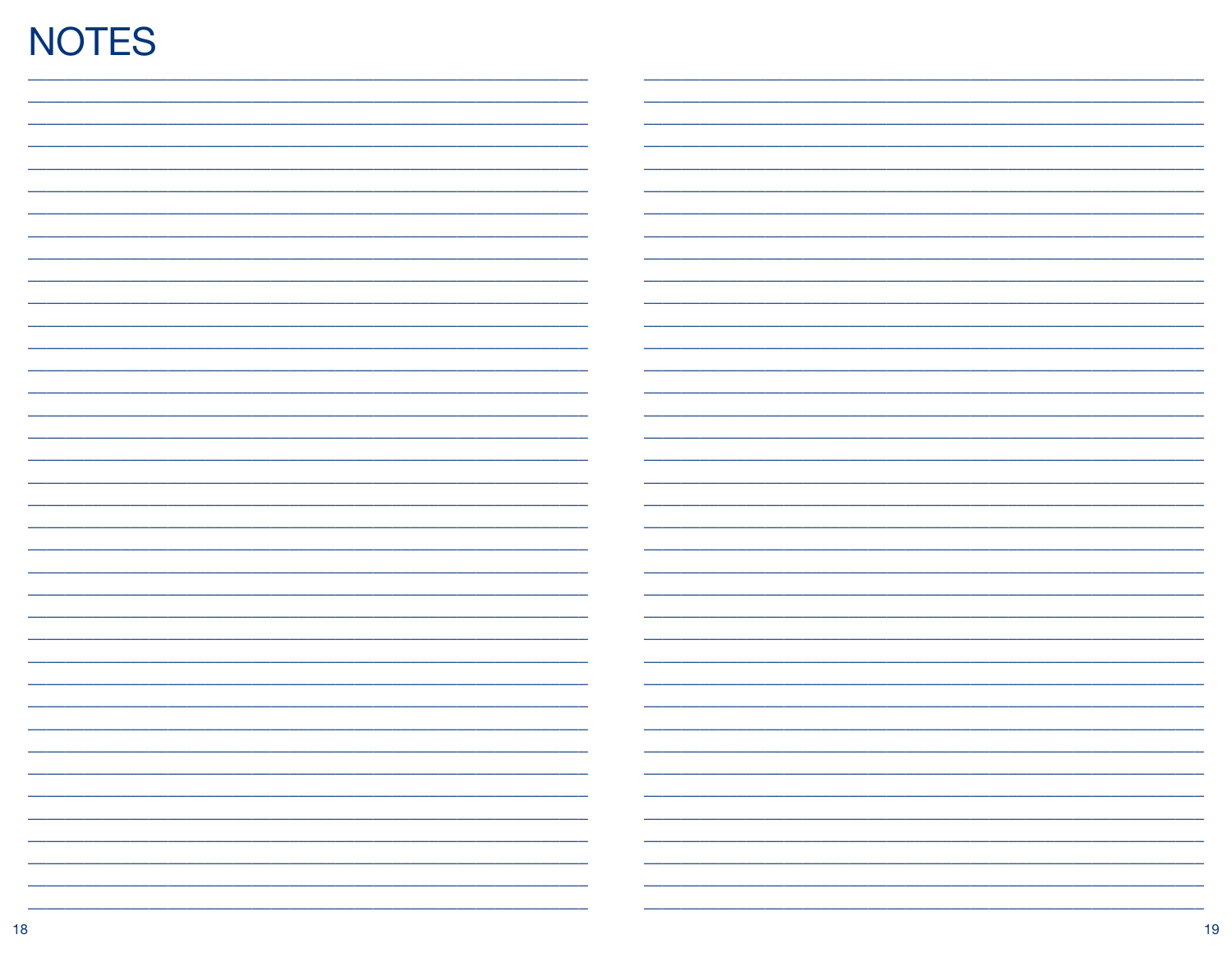# NOTES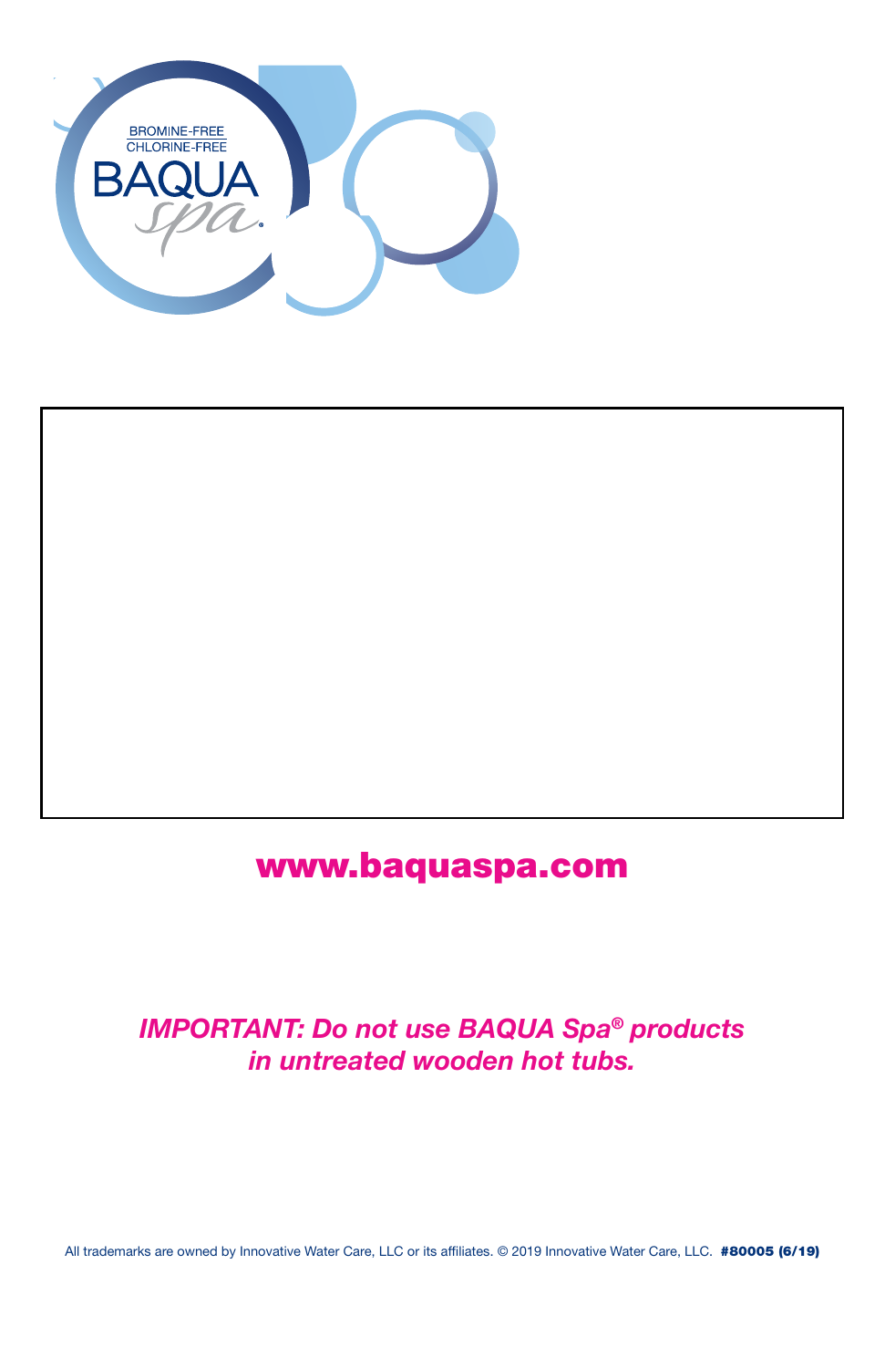BROMINE-FREE
CHLORINE-FREE
BAQUA
spa®

**www.baquaspa.com**

***IMPORTANT: Do not use BAQUA Spa® products in untreated wooden hot tubs.***

All trademarks are owned by Innovative Water Care, LLC or its affiliates. © 2019 Innovative Water Care, LLC. **#80005 (6/19)**